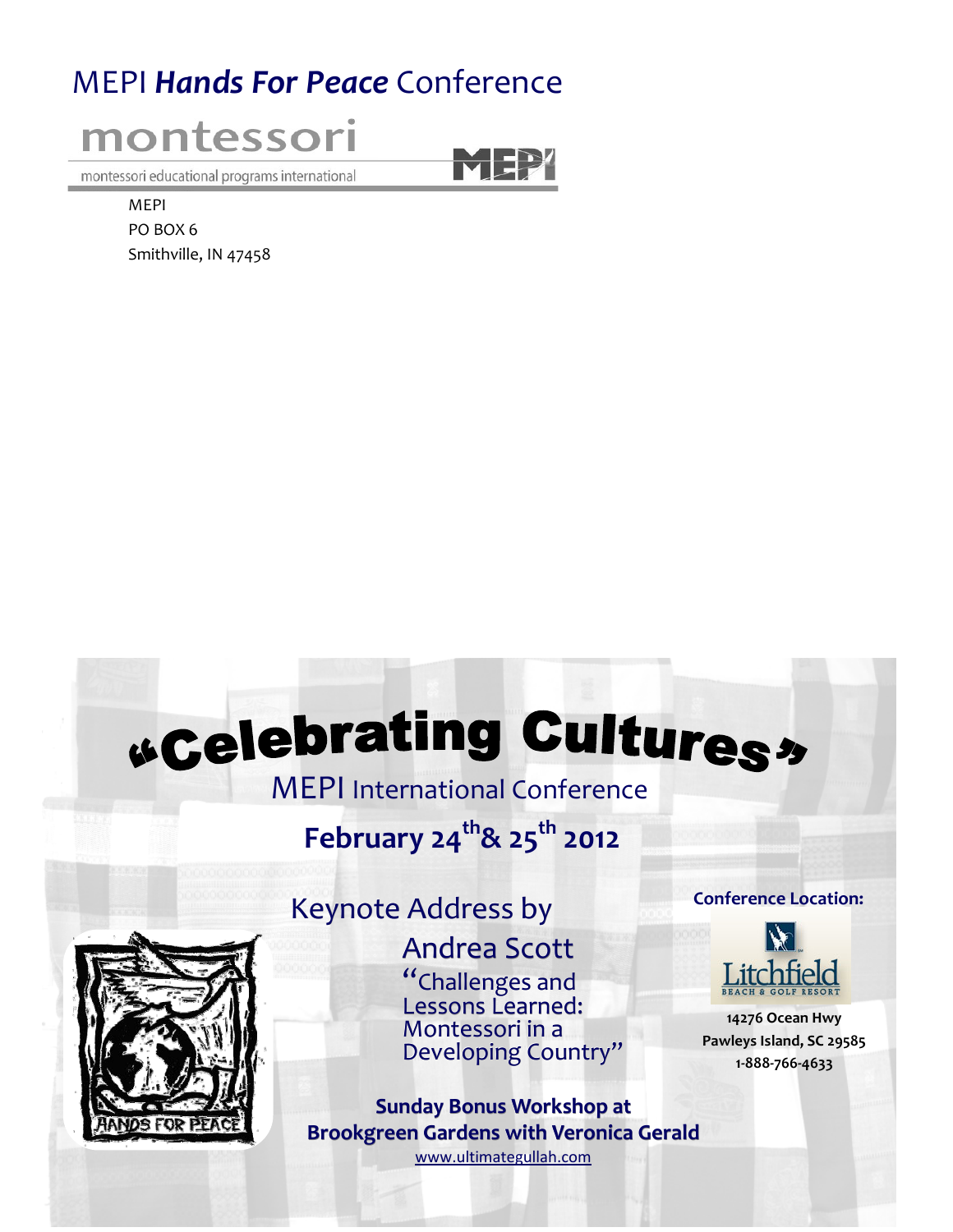# MEPI *Hands For Peace* Conference

montessori

montessori educational programs international

MEPI

MEPI
PO BOX 6
Smithville, IN 47458

# "Celebrating Cultures"

## MEPI International Conference

**February 24th & 25th 2012**

Keynote Address by

Andrea Scott

"Challenges and Lessons Learned: Montessori in a Developing Country"

**Conference Location:**

Litchfield Beach & Golf Resort

**14276 Ocean Hwy**
**Pawleys Island, SC 29585**
**1-888-766-4633**

HANDS FOR PEACE

**Sunday Bonus Workshop at Brookgreen Gardens with Veronica Gerald**

www.ultimategullah.com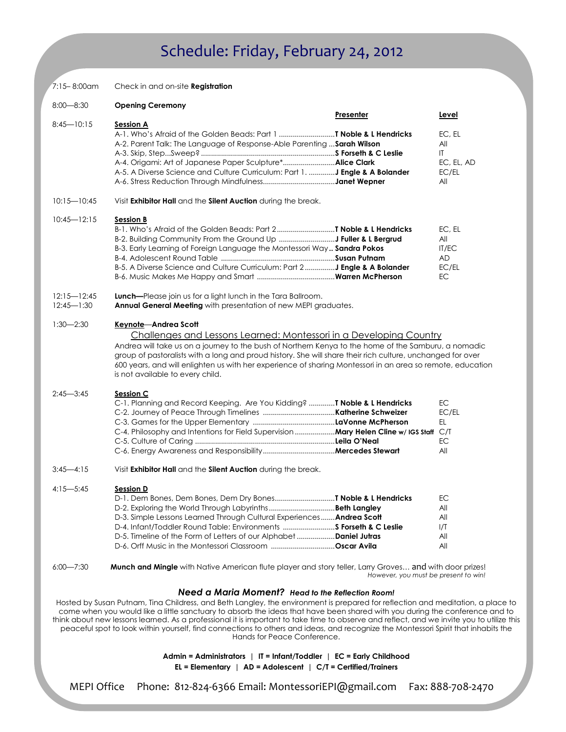# Schedule: Friday, February 24, 2012

7:15– 8:00am Check in and on-site **Registration**

8:00—8:30 **Opening Ceremony**

8:45—10:15 **Session A**

| Session | Presenter | Level |
|---|---|---|
| A-1. Who's Afraid of the Golden Beads: Part 1 | **T Noble & L Hendricks** | EC, EL |
| A-2. Parent Talk: The Language of Response-Able Parenting | **Sarah Wilson** | All |
| A-3. Skip, Step...Sweep? | **S Forseth & C Leslie** | IT |
| A-4. Origami: Art of Japanese Paper Sculpture* | **Alice Clark** | EC, EL, AD |
| A-5. A Diverse Science and Culture Curriculum: Part 1. | **J Engle & A Bolander** | EC/EL |
| A-6. Stress Reduction Through Mindfulness | **Janet Wepner** | All |

10:15—10:45 Visit **Exhibitor Hall** and the **Silent Auction** during the break.

10:45—12:15 **Session B**

| Session | Presenter | Level |
|---|---|---|
| B-1. Who's Afraid of the Golden Beads: Part 2 | **T Noble & L Hendricks** | EC, EL |
| B-2. Building Community From the Ground Up | **J Fuller & L Bergrud** | All |
| B-3. Early Learning of Foreign Language the Montessori Way | **Sandra Pokos** | IT/EC |
| B-4. Adolescent Round Table | **Susan Putnam** | AD |
| B-5. A Diverse Science and Culture Curriculum: Part 2 | **J Engle & A Bolander** | EC/EL |
| B-6. Music Makes Me Happy and Smart | **Warren McPherson** | EC |

12:15—12:45 **Lunch—**Please join us for a light lunch in the Tara Ballroom.

12:45—1:30 **Annual General Meeting** with presentation of new MEPI graduates.

1:30—2:30 **Keynote**—**Andrea Scott**

Challenges and Lessons Learned: Montessori in a Developing Country

Andrea will take us on a journey to the bush of Northern Kenya to the home of the Samburu, a nomadic group of pastoralists with a long and proud history. She will share their rich culture, unchanged for over 600 years, and will enlighten us with her experience of sharing Montessori in an area so remote, education is not available to every child.

2:45—3:45 **Session C**

| Session | Presenter | Level |
|---|---|---|
| C-1. Planning and Record Keeping. Are You Kidding? | **T Noble & L Hendricks** | EC |
| C-2. Journey of Peace Through Timelines | **Katherine Schweizer** | EC/EL |
| C-3. Games for the Upper Elementary | **LaVonne McPherson** | EL |
| C-4. Philosophy and Intentions for Field Supervision | **Mary Helen Cline w/ IGS Staff** | C/T |
| C-5. Culture of Caring | **Leila O'Neal** | EC |
| C-6. Energy Awareness and Responsibility | **Mercedes Stewart** | All |

3:45—4:15 Visit **Exhibitor Hall** and the **Silent Auction** during the break.

4:15—5:45 **Session D**

| Session | Presenter | Level |
|---|---|---|
| D-1. Dem Bones, Dem Bones, Dem Dry Bones | **T Noble & L Hendricks** | EC |
| D-2. Exploring the World Through Labyrinths | **Beth Langley** | All |
| D-3. Simple Lessons Learned Through Cultural Experiences | **Andrea Scott** | All |
| D-4. Infant/Toddler Round Table: Environments | **S Forseth & C Leslie** | I/T |
| D-5. Timeline of the Form of Letters of our Alphabet | **Daniel Jutras** | All |
| D-6. Orff Music in the Montessori Classroom | **Oscar Avila** | All |

6:00—7:30 **Munch and Mingle** with Native American flute player and story teller, Larry Groves… and with door prizes! *However, you must be present to win!*

### *Need a Maria Moment? Head to the Reflection Room!*

Hosted by Susan Putnam, Tina Childress, and Beth Langley, the environment is prepared for reflection and meditation, a place to come when you would like a little sanctuary to absorb the ideas that have been shared with you during the conference and to think about new lessons learned. As a professional it is important to take time to observe and reflect, and we invite you to utilize this peaceful spot to look within yourself, find connections to others and ideas, and recognize the Montessori Spirit that inhabits the Hands for Peace Conference.

**Admin = Administrators | IT = Infant/Toddler | EC = Early Childhood**
**EL = Elementary | AD = Adolescent | C/T = Certified/Trainers**

MEPI Office Phone: 812-824-6366 Email: MontessoriEPI@gmail.com Fax: 888-708-2470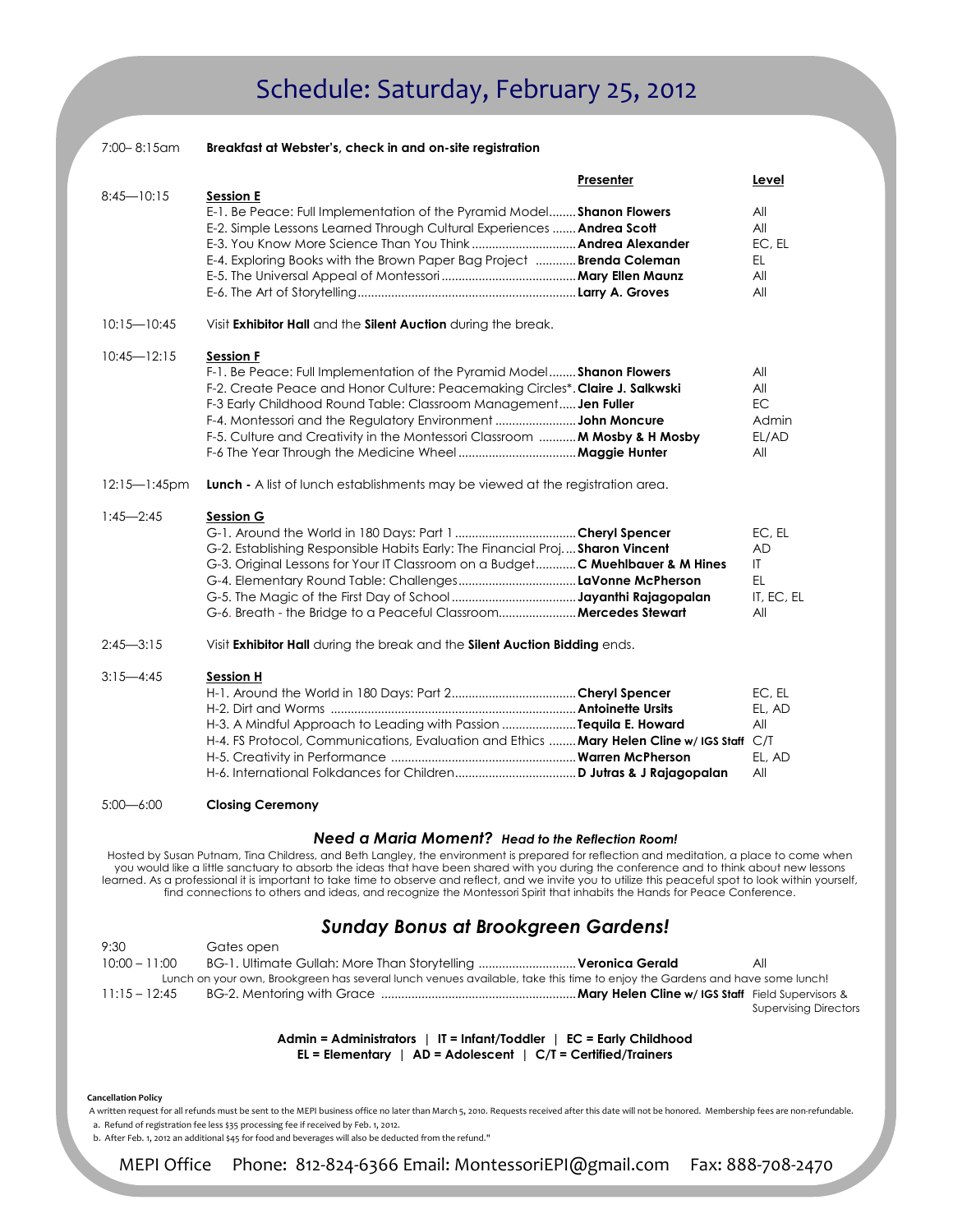# Schedule: Saturday, February 25, 2012

**7:00– 8:15am** — **Breakfast at Webster's, check in and on-site registration**

| Time | Session | Presenter | Level |
|---|---|---|---|
| 8:45—10:15 | **Session E** | | |
| | E-1. Be Peace: Full Implementation of the Pyramid Model | **Shanon Flowers** | All |
| | E-2. Simple Lessons Learned Through Cultural Experiences | **Andrea Scott** | All |
| | E-3. You Know More Science Than You Think | **Andrea Alexander** | EC, EL |
| | E-4. Exploring Books with the Brown Paper Bag Project | **Brenda Coleman** | EL |
| | E-5. The Universal Appeal of Montessori | **Mary Ellen Maunz** | All |
| | E-6. The Art of Storytelling | **Larry A. Groves** | All |
| 10:15—10:45 | Visit **Exhibitor Hall** and the **Silent Auction** during the break. | | |
| 10:45—12:15 | **Session F** | | |
| | F-1. Be Peace: Full Implementation of the Pyramid Model | **Shanon Flowers** | All |
| | F-2. Create Peace and Honor Culture: Peacemaking Circles* | **Claire J. Salkwski** | All |
| | F-3 Early Childhood Round Table: Classroom Management | **Jen Fuller** | EC |
| | F-4. Montessori and the Regulatory Environment | **John Moncure** | Admin |
| | F-5. Culture and Creativity in the Montessori Classroom | **M Mosby & H Mosby** | EL/AD |
| | F-6 The Year Through the Medicine Wheel | **Maggie Hunter** | All |
| 12:15—1:45pm | **Lunch -** A list of lunch establishments may be viewed at the registration area. | | |
| 1:45—2:45 | **Session G** | | |
| | G-1. Around the World in 180 Days: Part 1 | **Cheryl Spencer** | EC, EL |
| | G-2. Establishing Responsible Habits Early: The Financial Proj. | **Sharon Vincent** | AD |
| | G-3. Original Lessons for Your IT Classroom on a Budget | **C Muehlbauer & M Hines** | IT |
| | G-4. Elementary Round Table: Challenges | **LaVonne McPherson** | EL |
| | G-5. The Magic of the First Day of School | **Jayanthi Rajagopalan** | IT, EC, EL |
| | G-6. Breath - the Bridge to a Peaceful Classroom | **Mercedes Stewart** | All |
| 2:45—3:15 | Visit **Exhibitor Hall** during the break and the **Silent Auction Bidding** ends. | | |
| 3:15—4:45 | **Session H** | | |
| | H-1. Around the World in 180 Days: Part 2 | **Cheryl Spencer** | EC, EL |
| | H-2. Dirt and Worms | **Antoinette Ursits** | EL, AD |
| | H-3. A Mindful Approach to Leading with Passion | **Tequila E. Howard** | All |
| | H-4. FS Protocol, Communications, Evaluation and Ethics | **Mary Helen Cline w/ IGS Staff** | C/T |
| | H-5. Creativity in Performance | **Warren McPherson** | EL, AD |
| | H-6. International Folkdances for Children | **D Jutras & J Rajagopalan** | All |
| 5:00—6:00 | **Closing Ceremony** | | |

### *Need a Maria Moment? Head to the Reflection Room!*

Hosted by Susan Putnam, Tina Childress, and Beth Langley, the environment is prepared for reflection and meditation, a place to come when you would like a little sanctuary to absorb the ideas that have been shared with you during the conference and to think about new lessons learned. As a professional it is important to take time to observe and reflect, and we invite you to utilize this peaceful spot to look within yourself, find connections to others and ideas, and recognize the Montessori Spirit that inhabits the Hands for Peace Conference.

## *Sunday Bonus at Brookgreen Gardens!*

| Time | Session | Presenter | Level |
|---|---|---|---|
| 9:30 | Gates open | | |
| 10:00 – 11:00 | BG-1. Ultimate Gullah: More Than Storytelling | **Veronica Gerald** | All |
| | Lunch on your own, Brookgreen has several lunch venues available, take this time to enjoy the Gardens and have some lunch! | | |
| 11:15 – 12:45 | BG-2. Mentoring with Grace | **Mary Helen Cline w/ IGS Staff** | Field Supervisors & Supervising Directors |

**Admin = Administrators | IT = Infant/Toddler | EC = Early Childhood**
**EL = Elementary | AD = Adolescent | C/T = Certified/Trainers**

**Cancellation Policy**

A written request for all refunds must be sent to the MEPI business office no later than March 5, 2010. Requests received after this date will not be honored. Membership fees are non-refundable.

a. Refund of registration fee less $35 processing fee if received by Feb. 1, 2012.

b. After Feb. 1, 2012 an additional $45 for food and beverages will also be deducted from the refund."

MEPI Office Phone: 812-824-6366 Email: MontessoriEPI@gmail.com Fax: 888-708-2470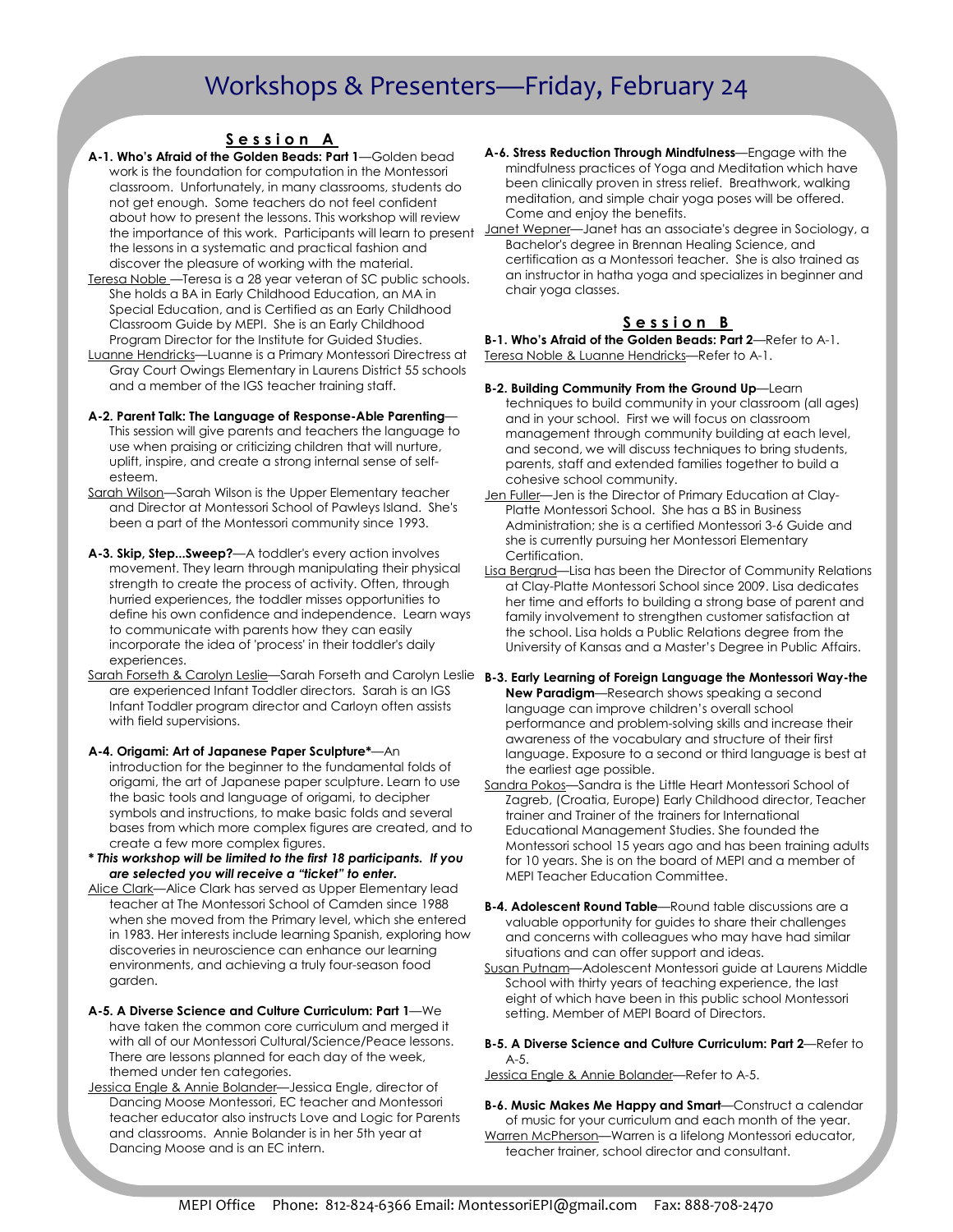# Workshops & Presenters—Friday, February 24

## Session A

**A-1. Who's Afraid of the Golden Beads: Part 1**—Golden bead work is the foundation for computation in the Montessori classroom. Unfortunately, in many classrooms, students do not get enough. Some teachers do not feel confident about how to present the lessons. This workshop will review the importance of this work. Participants will learn to present the lessons in a systematic and practical fashion and discover the pleasure of working with the material.

Teresa Noble —Teresa is a 28 year veteran of SC public schools. She holds a BA in Early Childhood Education, an MA in Special Education, and is Certified as an Early Childhood Classroom Guide by MEPI. She is an Early Childhood Program Director for the Institute for Guided Studies.

Luanne Hendricks—Luanne is a Primary Montessori Directress at Gray Court Owings Elementary in Laurens District 55 schools and a member of the IGS teacher training staff.

**A-2. Parent Talk: The Language of Response-Able Parenting**—This session will give parents and teachers the language to use when praising or criticizing children that will nurture, uplift, inspire, and create a strong internal sense of self-esteem.

Sarah Wilson—Sarah Wilson is the Upper Elementary teacher and Director at Montessori School of Pawleys Island. She's been a part of the Montessori community since 1993.

**A-3. Skip, Step...Sweep?**—A toddler's every action involves movement. They learn through manipulating their physical strength to create the process of activity. Often, through hurried experiences, the toddler misses opportunities to define his own confidence and independence. Learn ways to communicate with parents how they can easily incorporate the idea of 'process' in their toddler's daily experiences.

Sarah Forseth & Carolyn Leslie—Sarah Forseth and Carolyn Leslie are experienced Infant Toddler directors. Sarah is an IGS Infant Toddler program director and Carloyn often assists with field supervisions.

**A-4. Origami: Art of Japanese Paper Sculpture***—An introduction for the beginner to the fundamental folds of origami, the art of Japanese paper sculpture. Learn to use the basic tools and language of origami, to decipher symbols and instructions, to make basic folds and several bases from which more complex figures are created, and to create a few more complex figures.

***This workshop will be limited to the first 18 participants. If you are selected you will receive a "ticket" to enter.***

Alice Clark—Alice Clark has served as Upper Elementary lead teacher at The Montessori School of Camden since 1988 when she moved from the Primary level, which she entered in 1983. Her interests include learning Spanish, exploring how discoveries in neuroscience can enhance our learning environments, and achieving a truly four-season food garden.

**A-5. A Diverse Science and Culture Curriculum: Part 1**—We have taken the common core curriculum and merged it with all of our Montessori Cultural/Science/Peace lessons. There are lessons planned for each day of the week, themed under ten categories.

Jessica Engle & Annie Bolander—Jessica Engle, director of Dancing Moose Montessori, EC teacher and Montessori teacher educator also instructs Love and Logic for Parents and classrooms. Annie Bolander is in her 5th year at Dancing Moose and is an EC intern.

**A-6. Stress Reduction Through Mindfulness**—Engage with the mindfulness practices of Yoga and Meditation which have been clinically proven in stress relief. Breathwork, walking meditation, and simple chair yoga poses will be offered. Come and enjoy the benefits.

Janet Wepner—Janet has an associate's degree in Sociology, a Bachelor's degree in Brennan Healing Science, and certification as a Montessori teacher. She is also trained as an instructor in hatha yoga and specializes in beginner and chair yoga classes.

## Session B

**B-1. Who's Afraid of the Golden Beads: Part 2**—Refer to A-1.

Teresa Noble & Luanne Hendricks—Refer to A-1.

**B-2. Building Community From the Ground Up**—Learn techniques to build community in your classroom (all ages) and in your school. First we will focus on classroom management through community building at each level, and second, we will discuss techniques to bring students, parents, staff and extended families together to build a cohesive school community.

Jen Fuller—Jen is the Director of Primary Education at Clay-Platte Montessori School. She has a BS in Business Administration; she is a certified Montessori 3-6 Guide and she is currently pursuing her Montessori Elementary Certification.

Lisa Bergrud—Lisa has been the Director of Community Relations at Clay-Platte Montessori School since 2009. Lisa dedicates her time and efforts to building a strong base of parent and family involvement to strengthen customer satisfaction at the school. Lisa holds a Public Relations degree from the University of Kansas and a Master's Degree in Public Affairs.

**B-3. Early Learning of Foreign Language the Montessori Way-the New Paradigm**—Research shows speaking a second language can improve children's overall school performance and problem-solving skills and increase their awareness of the vocabulary and structure of their first language. Exposure to a second or third language is best at the earliest age possible.

Sandra Pokos—Sandra is the Little Heart Montessori School of Zagreb, (Croatia, Europe) Early Childhood director, Teacher trainer and Trainer of the trainers for International Educational Management Studies. She founded the Montessori school 15 years ago and has been training adults for 10 years. She is on the board of MEPI and a member of MEPI Teacher Education Committee.

**B-4. Adolescent Round Table**—Round table discussions are a valuable opportunity for guides to share their challenges and concerns with colleagues who may have had similar situations and can offer support and ideas.

Susan Putnam—Adolescent Montessori guide at Laurens Middle School with thirty years of teaching experience, the last eight of which have been in this public school Montessori setting. Member of MEPI Board of Directors.

**B-5. A Diverse Science and Culture Curriculum: Part 2**—Refer to A-5.

Jessica Engle & Annie Bolander—Refer to A-5.

**B-6. Music Makes Me Happy and Smart**—Construct a calendar of music for your curriculum and each month of the year.

Warren McPherson—Warren is a lifelong Montessori educator, teacher trainer, school director and consultant.

MEPI Office Phone: 812-824-6366 Email: MontessoriEPI@gmail.com Fax: 888-708-2470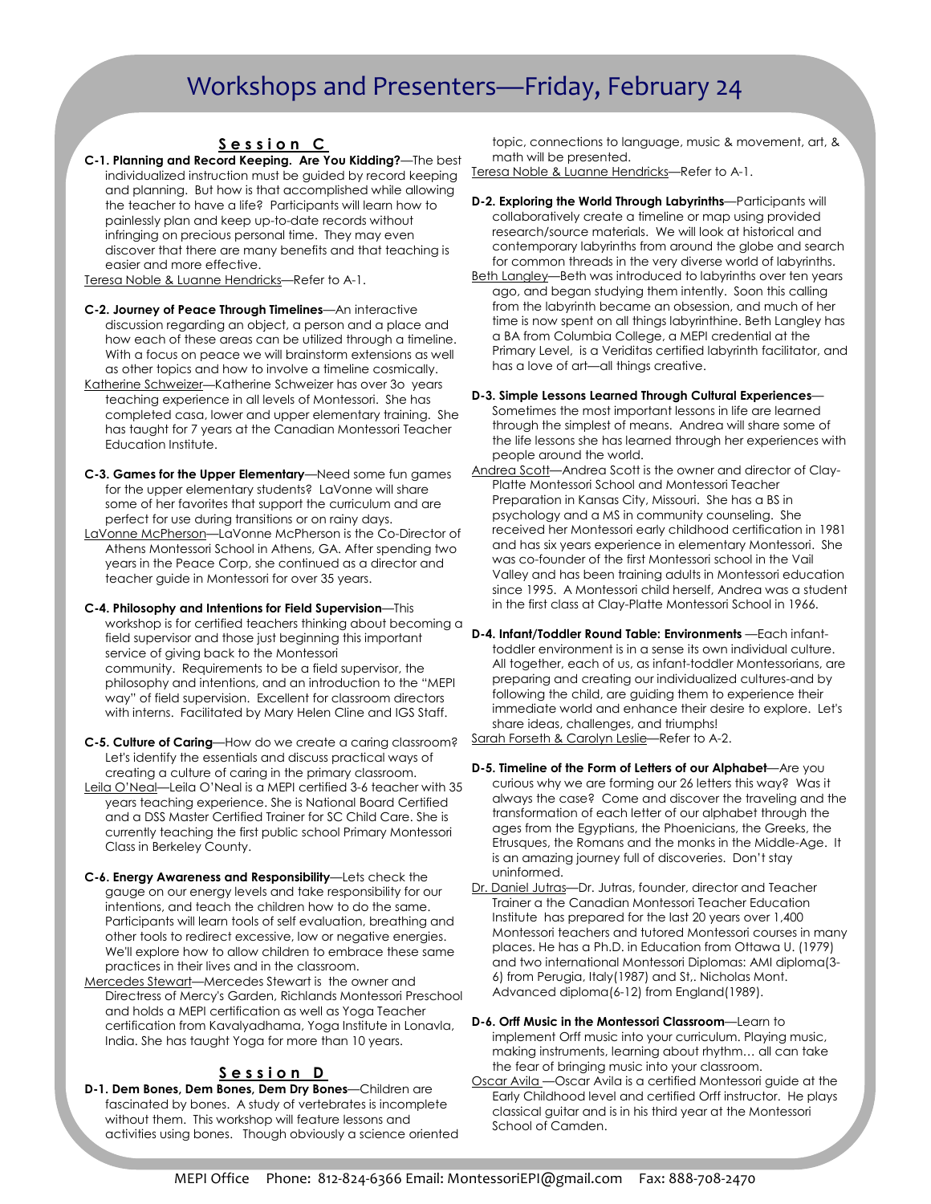# Workshops and Presenters—Friday, February 24

## Session C

**C-1. Planning and Record Keeping. Are You Kidding?**—The best individualized instruction must be guided by record keeping and planning. But how is that accomplished while allowing the teacher to have a life? Participants will learn how to painlessly plan and keep up-to-date records without infringing on precious personal time. They may even discover that there are many benefits and that teaching is easier and more effective.

Teresa Noble & Luanne Hendricks—Refer to A-1.

**C-2. Journey of Peace Through Timelines**—An interactive discussion regarding an object, a person and a place and how each of these areas can be utilized through a timeline. With a focus on peace we will brainstorm extensions as well as other topics and how to involve a timeline cosmically.

Katherine Schweizer—Katherine Schweizer has over 3o years teaching experience in all levels of Montessori. She has completed casa, lower and upper elementary training. She has taught for 7 years at the Canadian Montessori Teacher Education Institute.

**C-3. Games for the Upper Elementary**—Need some fun games for the upper elementary students? LaVonne will share some of her favorites that support the curriculum and are perfect for use during transitions or on rainy days.

LaVonne McPherson—LaVonne McPherson is the Co-Director of Athens Montessori School in Athens, GA. After spending two years in the Peace Corp, she continued as a director and teacher guide in Montessori for over 35 years.

**C-4. Philosophy and Intentions for Field Supervision**—This workshop is for certified teachers thinking about becoming a field supervisor and those just beginning this important service of giving back to the Montessori community. Requirements to be a field supervisor, the philosophy and intentions, and an introduction to the "MEPI way" of field supervision. Excellent for classroom directors with interns. Facilitated by Mary Helen Cline and IGS Staff.

**C-5. Culture of Caring**—How do we create a caring classroom? Let's identify the essentials and discuss practical ways of creating a culture of caring in the primary classroom.

Leila O'Neal—Leila O'Neal is a MEPI certified 3-6 teacher with 35 years teaching experience. She is National Board Certified and a DSS Master Certified Trainer for SC Child Care. She is currently teaching the first public school Primary Montessori Class in Berkeley County.

**C-6. Energy Awareness and Responsibility**—Lets check the gauge on our energy levels and take responsibility for our intentions, and teach the children how to do the same. Participants will learn tools of self evaluation, breathing and other tools to redirect excessive, low or negative energies. We'll explore how to allow children to embrace these same practices in their lives and in the classroom.

Mercedes Stewart—Mercedes Stewart is the owner and Directress of Mercy's Garden, Richlands Montessori Preschool and holds a MEPI certification as well as Yoga Teacher certification from Kavalyadhama, Yoga Institute in Lonavla, India. She has taught Yoga for more than 10 years.

## Session D

**D-1. Dem Bones, Dem Bones, Dem Dry Bones**—Children are fascinated by bones. A study of vertebrates is incomplete without them. This workshop will feature lessons and activities using bones. Though obviously a science oriented topic, connections to language, music & movement, art, & math will be presented.

Teresa Noble & Luanne Hendricks—Refer to A-1.

**D-2. Exploring the World Through Labyrinths**—Participants will collaboratively create a timeline or map using provided research/source materials. We will look at historical and contemporary labyrinths from around the globe and search for common threads in the very diverse world of labyrinths.

Beth Langley—Beth was introduced to labyrinths over ten years ago, and began studying them intently. Soon this calling from the labyrinth became an obsession, and much of her time is now spent on all things labyrinthine. Beth Langley has a BA from Columbia College, a MEPI credential at the Primary Level, is a Veriditas certified labyrinth facilitator, and has a love of art—all things creative.

**D-3. Simple Lessons Learned Through Cultural Experiences**—Sometimes the most important lessons in life are learned through the simplest of means. Andrea will share some of the life lessons she has learned through her experiences with people around the world.

Andrea Scott—Andrea Scott is the owner and director of Clay-Platte Montessori School and Montessori Teacher Preparation in Kansas City, Missouri. She has a BS in psychology and a MS in community counseling. She received her Montessori early childhood certification in 1981 and has six years experience in elementary Montessori. She was co-founder of the first Montessori school in the Vail Valley and has been training adults in Montessori education since 1995. A Montessori child herself, Andrea was a student in the first class at Clay-Platte Montessori School in 1966.

**D-4. Infant/Toddler Round Table: Environments** —Each infant-toddler environment is in a sense its own individual culture. All together, each of us, as infant-toddler Montessorians, are preparing and creating our individualized cultures-and by following the child, are guiding them to experience their immediate world and enhance their desire to explore. Let's share ideas, challenges, and triumphs!

Sarah Forseth & Carolyn Leslie—Refer to A-2.

**D-5. Timeline of the Form of Letters of our Alphabet**—Are you curious why we are forming our 26 letters this way? Was it always the case? Come and discover the traveling and the transformation of each letter of our alphabet through the ages from the Egyptians, the Phoenicians, the Greeks, the Etrusques, the Romans and the monks in the Middle-Age. It is an amazing journey full of discoveries. Don't stay uninformed.

Dr. Daniel Jutras—Dr. Jutras, founder, director and Teacher Trainer a the Canadian Montessori Teacher Education Institute has prepared for the last 20 years over 1,400 Montessori teachers and tutored Montessori courses in many places. He has a Ph.D. in Education from Ottawa U. (1979) and two international Montessori Diplomas: AMI diploma(3-6) from Perugia, Italy(1987) and St,. Nicholas Mont. Advanced diploma(6-12) from England(1989).

**D-6. Orff Music in the Montessori Classroom**—Learn to implement Orff music into your curriculum. Playing music, making instruments, learning about rhythm… all can take the fear of bringing music into your classroom.

Oscar Avila —Oscar Avila is a certified Montessori guide at the Early Childhood level and certified Orff instructor. He plays classical guitar and is in his third year at the Montessori School of Camden.

MEPI Office Phone: 812-824-6366 Email: MontessoriEPI@gmail.com Fax: 888-708-2470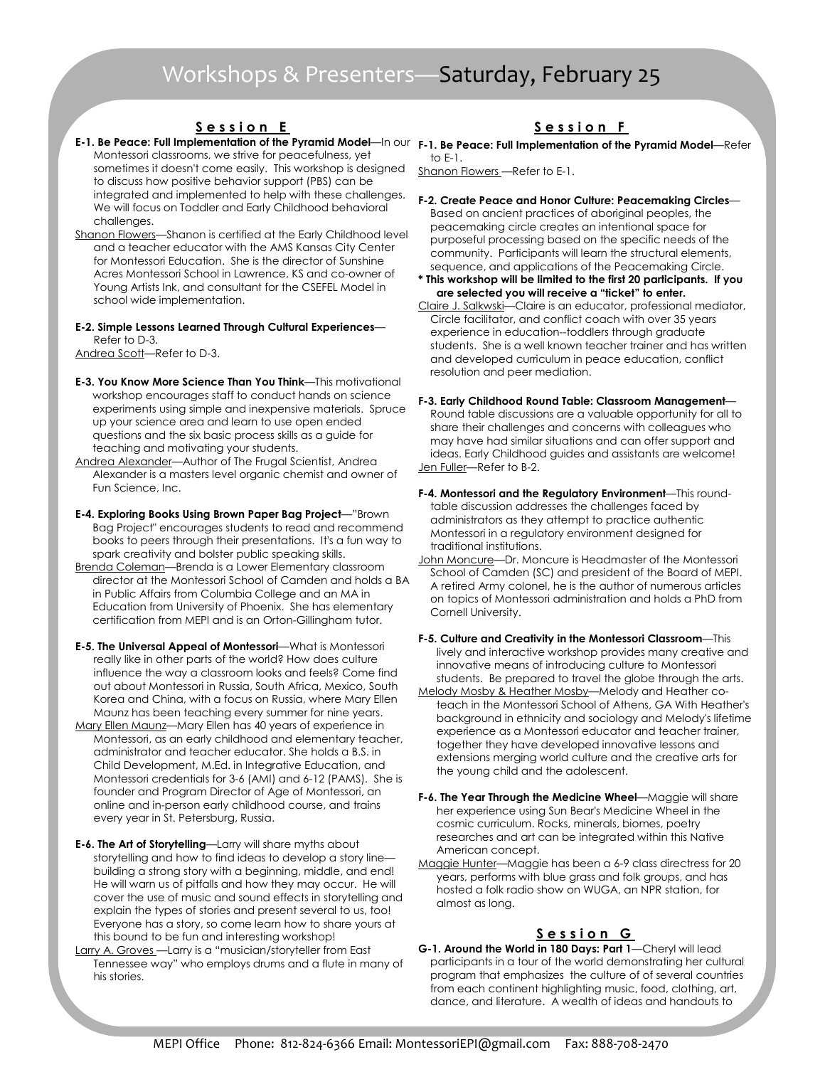# Workshops & Presenters—Saturday, February 25

## Session E

**E-1. Be Peace: Full Implementation of the Pyramid Model**—In our Montessori classrooms, we strive for peacefulness, yet sometimes it doesn't come easily. This workshop is designed to discuss how positive behavior support (PBS) can be integrated and implemented to help with these challenges. We will focus on Toddler and Early Childhood behavioral challenges.

Shanon Flowers—Shanon is certified at the Early Childhood level and a teacher educator with the AMS Kansas City Center for Montessori Education. She is the director of Sunshine Acres Montessori School in Lawrence, KS and co-owner of Young Artists Ink, and consultant for the CSEFEL Model in school wide implementation.

**E-2. Simple Lessons Learned Through Cultural Experiences**—Refer to D-3.

Andrea Scott—Refer to D-3.

**E-3. You Know More Science Than You Think**—This motivational workshop encourages staff to conduct hands on science experiments using simple and inexpensive materials. Spruce up your science area and learn to use open ended questions and the six basic process skills as a guide for teaching and motivating your students.

Andrea Alexander—Author of The Frugal Scientist, Andrea Alexander is a masters level organic chemist and owner of Fun Science, Inc.

**E-4. Exploring Books Using Brown Paper Bag Project**—"Brown Bag Project" encourages students to read and recommend books to peers through their presentations. It's a fun way to spark creativity and bolster public speaking skills.

Brenda Coleman—Brenda is a Lower Elementary classroom director at the Montessori School of Camden and holds a BA in Public Affairs from Columbia College and an MA in Education from University of Phoenix. She has elementary certification from MEPI and is an Orton-Gillingham tutor.

**E-5. The Universal Appeal of Montessori**—What is Montessori really like in other parts of the world? How does culture influence the way a classroom looks and feels? Come find out about Montessori in Russia, South Africa, Mexico, South Korea and China, with a focus on Russia, where Mary Ellen Maunz has been teaching every summer for nine years.

Mary Ellen Maunz—Mary Ellen has 40 years of experience in Montessori, as an early childhood and elementary teacher, administrator and teacher educator. She holds a B.S. in Child Development, M.Ed. in Integrative Education, and Montessori credentials for 3-6 (AMI) and 6-12 (PAMS). She is founder and Program Director of Age of Montessori, an online and in-person early childhood course, and trains every year in St. Petersburg, Russia.

**E-6. The Art of Storytelling**—Larry will share myths about storytelling and how to find ideas to develop a story line—building a strong story with a beginning, middle, and end! He will warn us of pitfalls and how they may occur. He will cover the use of music and sound effects in storytelling and explain the types of stories and present several to us, too! Everyone has a story, so come learn how to share yours at this bound to be fun and interesting workshop!

Larry A. Groves —Larry is a "musician/storyteller from East Tennessee way" who employs drums and a flute in many of his stories.

## Session F

**F-1. Be Peace: Full Implementation of the Pyramid Model**—Refer to E-1.

Shanon Flowers —Refer to E-1.

**F-2. Create Peace and Honor Culture: Peacemaking Circles**—Based on ancient practices of aboriginal peoples, the peacemaking circle creates an intentional space for purposeful processing based on the specific needs of the community. Participants will learn the structural elements, sequence, and applications of the Peacemaking Circle.

**\* This workshop will be limited to the first 20 participants. If you are selected you will receive a "ticket" to enter.**

Claire J. Salkwski—Claire is an educator, professional mediator, Circle facilitator, and conflict coach with over 35 years experience in education--toddlers through graduate students. She is a well known teacher trainer and has written and developed curriculum in peace education, conflict resolution and peer mediation.

**F-3. Early Childhood Round Table: Classroom Management**—Round table discussions are a valuable opportunity for all to share their challenges and concerns with colleagues who may have had similar situations and can offer support and ideas. Early Childhood guides and assistants are welcome!

Jen Fuller—Refer to B-2.

**F-4. Montessori and the Regulatory Environment**—This round-table discussion addresses the challenges faced by administrators as they attempt to practice authentic Montessori in a regulatory environment designed for traditional institutions.

John Moncure—Dr. Moncure is Headmaster of the Montessori School of Camden (SC) and president of the Board of MEPI. A retired Army colonel, he is the author of numerous articles on topics of Montessori administration and holds a PhD from Cornell University.

**F-5. Culture and Creativity in the Montessori Classroom**—This lively and interactive workshop provides many creative and innovative means of introducing culture to Montessori students. Be prepared to travel the globe through the arts.

Melody Mosby & Heather Mosby—Melody and Heather co-teach in the Montessori School of Athens, GA With Heather's background in ethnicity and sociology and Melody's lifetime experience as a Montessori educator and teacher trainer, together they have developed innovative lessons and extensions merging world culture and the creative arts for the young child and the adolescent.

**F-6. The Year Through the Medicine Wheel**—Maggie will share her experience using Sun Bear's Medicine Wheel in the cosmic curriculum. Rocks, minerals, biomes, poetry researches and art can be integrated within this Native American concept.

Maggie Hunter—Maggie has been a 6-9 class directress for 20 years, performs with blue grass and folk groups, and has hosted a folk radio show on WUGA, an NPR station, for almost as long.

## Session G

**G-1. Around the World in 180 Days: Part 1**—Cheryl will lead participants in a tour of the world demonstrating her cultural program that emphasizes the culture of of several countries from each continent highlighting music, food, clothing, art, dance, and literature. A wealth of ideas and handouts to

MEPI Office Phone: 812-824-6366 Email: MontessoriEPI@gmail.com Fax: 888-708-2470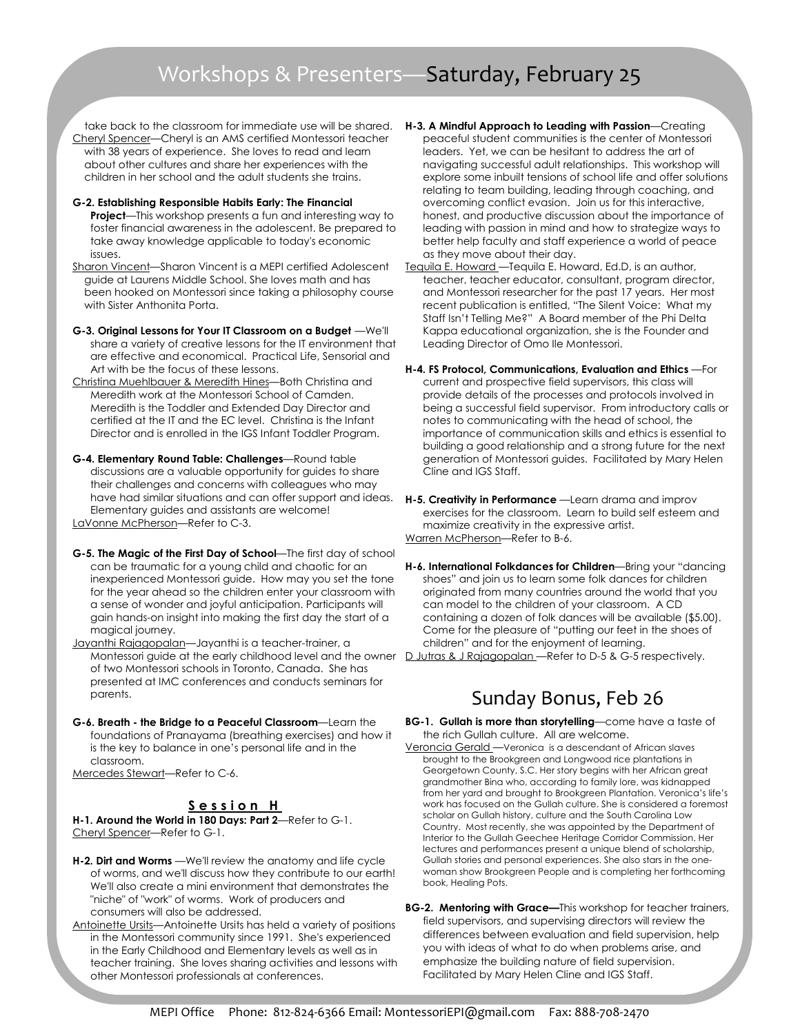# Workshops & Presenters—Saturday, February 25

take back to the classroom for immediate use will be shared.

Cheryl Spencer—Cheryl is an AMS certified Montessori teacher with 38 years of experience. She loves to read and learn about other cultures and share her experiences with the children in her school and the adult students she trains.

**G-2. Establishing Responsible Habits Early: The Financial Project**—This workshop presents a fun and interesting way to foster financial awareness in the adolescent. Be prepared to take away knowledge applicable to today's economic issues.

Sharon Vincent—Sharon Vincent is a MEPI certified Adolescent guide at Laurens Middle School. She loves math and has been hooked on Montessori since taking a philosophy course with Sister Anthonita Porta.

**G-3. Original Lessons for Your IT Classroom on a Budget** —We'll share a variety of creative lessons for the IT environment that are effective and economical. Practical Life, Sensorial and Art with be the focus of these lessons.

Christina Muehlbauer & Meredith Hines—Both Christina and Meredith work at the Montessori School of Camden. Meredith is the Toddler and Extended Day Director and certified at the IT and the EC level. Christina is the Infant Director and is enrolled in the IGS Infant Toddler Program.

**G-4. Elementary Round Table: Challenges**—Round table discussions are a valuable opportunity for guides to share their challenges and concerns with colleagues who may have had similar situations and can offer support and ideas. Elementary guides and assistants are welcome!

LaVonne McPherson—Refer to C-3.

**G-5. The Magic of the First Day of School**—The first day of school can be traumatic for a young child and chaotic for an inexperienced Montessori guide. How may you set the tone for the year ahead so the children enter your classroom with a sense of wonder and joyful anticipation. Participants will gain hands-on insight into making the first day the start of a magical journey.

Jayanthi Rajagopalan—Jayanthi is a teacher-trainer, a Montessori guide at the early childhood level and the owner of two Montessori schools in Toronto, Canada. She has presented at IMC conferences and conducts seminars for parents.

**G-6. Breath - the Bridge to a Peaceful Classroom**—Learn the foundations of Pranayama (breathing exercises) and how it is the key to balance in one's personal life and in the classroom.

Mercedes Stewart—Refer to C-6.

## Session H

**H-1. Around the World in 180 Days: Part 2**—Refer to G-1.

Cheryl Spencer—Refer to G-1.

**H-2. Dirt and Worms** —We'll review the anatomy and life cycle of worms, and we'll discuss how they contribute to our earth! We'll also create a mini environment that demonstrates the "niche" of "work" of worms. Work of producers and consumers will also be addressed.

Antoinette Ursits—Antoinette Ursits has held a variety of positions in the Montessori community since 1991. She's experienced in the Early Childhood and Elementary levels as well as in teacher training. She loves sharing activities and lessons with other Montessori professionals at conferences.

**H-3. A Mindful Approach to Leading with Passion**—Creating peaceful student communities is the center of Montessori leaders. Yet, we can be hesitant to address the art of navigating successful adult relationships. This workshop will explore some inbuilt tensions of school life and offer solutions relating to team building, leading through coaching, and overcoming conflict evasion. Join us for this interactive, honest, and productive discussion about the importance of leading with passion in mind and how to strategize ways to better help faculty and staff experience a world of peace as they move about their day.

Tequila E. Howard —Tequila E. Howard, Ed.D, is an author, teacher, teacher educator, consultant, program director, and Montessori researcher for the past 17 years. Her most recent publication is entitled, "The Silent Voice: What my Staff Isn't Telling Me?" A Board member of the Phi Delta Kappa educational organization, she is the Founder and Leading Director of Omo Ile Montessori.

**H-4. FS Protocol, Communications, Evaluation and Ethics** —For current and prospective field supervisors, this class will provide details of the processes and protocols involved in being a successful field supervisor. From introductory calls or notes to communicating with the head of school, the importance of communication skills and ethics is essential to building a good relationship and a strong future for the next generation of Montessori guides. Facilitated by Mary Helen Cline and IGS Staff.

**H-5. Creativity in Performance** —Learn drama and improv exercises for the classroom. Learn to build self esteem and maximize creativity in the expressive artist.

Warren McPherson—Refer to B-6.

**H-6. International Folkdances for Children**—Bring your "dancing shoes" and join us to learn some folk dances for children originated from many countries around the world that you can model to the children of your classroom. A CD containing a dozen of folk dances will be available ($5.00). Come for the pleasure of "putting our feet in the shoes of children" and for the enjoyment of learning.

D Jutras & J Rajagopalan —Refer to D-5 & G-5 respectively.

## Sunday Bonus, Feb 26

**BG-1. Gullah is more than storytelling**—come have a taste of the rich Gullah culture. All are welcome.

Veroncia Gerald —Veronica is a descendant of African slaves brought to the Brookgreen and Longwood rice plantations in Georgetown County, S.C. Her story begins with her African great grandmother Bina who, according to family lore, was kidnapped from her yard and brought to Brookgreen Plantation. Veronica's life's work has focused on the Gullah culture. She is considered a foremost scholar on Gullah history, culture and the South Carolina Low Country. Most recently, she was appointed by the Department of Interior to the Gullah Geechee Heritage Corridor Commission. Her lectures and performances present a unique blend of scholarship, Gullah stories and personal experiences. She also stars in the one-woman show Brookgreen People and is completing her forthcoming book, Healing Pots.

**BG-2. Mentoring with Grace—**This workshop for teacher trainers, field supervisors, and supervising directors will review the differences between evaluation and field supervision, help you with ideas of what to do when problems arise, and emphasize the building nature of field supervision. Facilitated by Mary Helen Cline and IGS Staff.

MEPI Office Phone: 812-824-6366 Email: MontessoriEPI@gmail.com Fax: 888-708-2470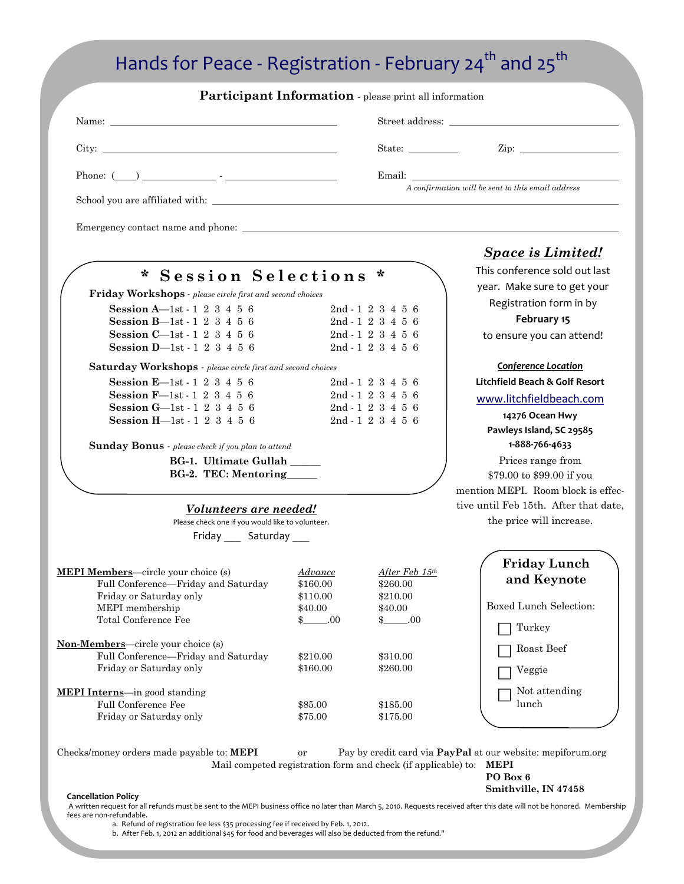# Hands for Peace - Registration - February 24th and 25th

**Participant Information** - please print all information

Name: ______________________ Street address: ______________________

City: ______________________ State: ________ Zip: ____________

Phone: (___) __________ - ____________ Email: ______________________

*A confirmation will be sent to this email address*

School you are affiliated with: ______________________

Emergency contact name and phone: ______________________

## * Session Selections *

**Friday Workshops** - *please circle first and second choices*

**Session A**—1st - 1 2 3 4 5 6    2nd - 1 2 3 4 5 6
**Session B**—1st - 1 2 3 4 5 6    2nd - 1 2 3 4 5 6
**Session C**—1st - 1 2 3 4 5 6    2nd - 1 2 3 4 5 6
**Session D**—1st - 1 2 3 4 5 6    2nd - 1 2 3 4 5 6

**Saturday Workshops** - *please circle first and second choices*

**Session E**—1st - 1 2 3 4 5 6    2nd - 1 2 3 4 5 6
**Session F**—1st - 1 2 3 4 5 6    2nd - 1 2 3 4 5 6
**Session G**—1st - 1 2 3 4 5 6    2nd - 1 2 3 4 5 6
**Session H**—1st - 1 2 3 4 5 6    2nd - 1 2 3 4 5 6

**Sunday Bonus** - *please check if you plan to attend*

**BG-1. Ultimate Gullah** _____
**BG-2. TEC: Mentoring** _____

### *Space is Limited!*

This conference sold out last year. Make sure to get your Registration form in by **February 15** to ensure you can attend!

***Conference Location***

**Litchfield Beach & Golf Resort**
www.litchfieldbeach.com
**14276 Ocean Hwy**
**Pawleys Island, SC 29585**
**1-888-766-4633**

Prices range from $79.00 to $99.00 if you mention MEPI. Room block is effective until Feb 15th. After that date, the price will increase.

### *Volunteers are needed!*

Please check one if you would like to volunteer.

Friday ___ Saturday ___

| | *Advance* | *After Feb 15th* |
|---|---|---|
| **MEPI Members**—circle your choice (s) | | |
| Full Conference—Friday and Saturday | $160.00 | $260.00 |
| Friday or Saturday only | $110.00 | $210.00 |
| MEPI membership | $40.00 | $40.00 |
| Total Conference Fee | $_____.00 | $_____.00 |
| **Non-Members**—circle your choice (s) | | |
| Full Conference—Friday and Saturday | $210.00 | $310.00 |
| Friday or Saturday only | $160.00 | $260.00 |
| **MEPI Interns**—in good standing | | |
| Full Conference Fee | $85.00 | $185.00 |
| Friday or Saturday only | $75.00 | $175.00 |

### Friday Lunch and Keynote

Boxed Lunch Selection:

- ☐ Turkey
- ☐ Roast Beef
- ☐ Veggie
- ☐ Not attending lunch

Checks/money orders made payable to: **MEPI** or Pay by credit card via **PayPal** at our website: mepiforum.org

Mail competed registration form and check (if applicable) to: **MEPI**
**PO Box 6**
**Smithville, IN 47458**

**Cancellation Policy**

A written request for all refunds must be sent to the MEPI business office no later than March 5, 2010. Requests received after this date will not be honored. Membership fees are non-refundable.

a. Refund of registration fee less $35 processing fee if received by Feb. 1, 2012.
b. After Feb. 1, 2012 an additional $45 for food and beverages will also be deducted from the refund."